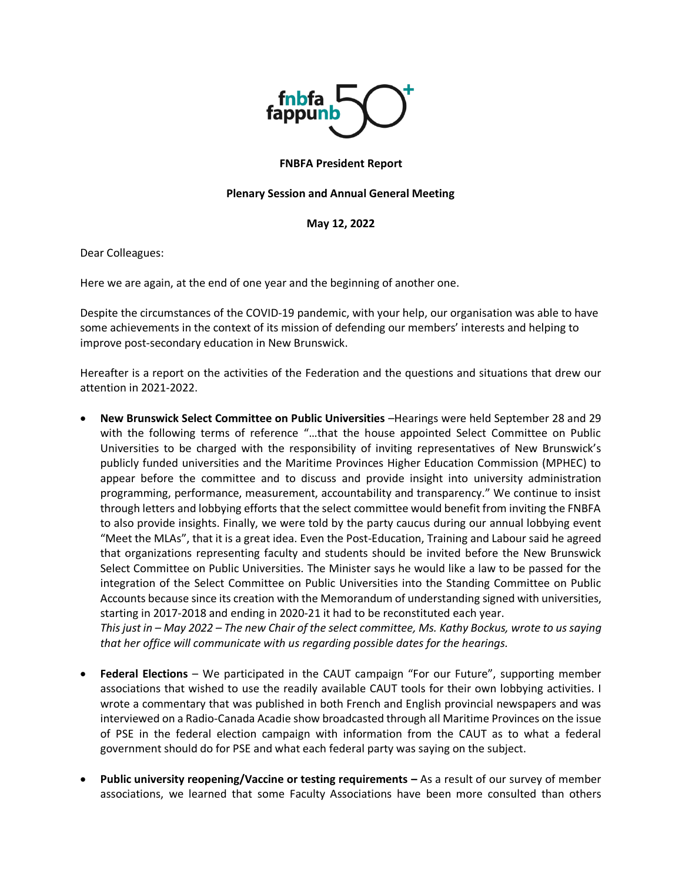**FNBFA President Report**

**Plenary Session and Annual General Meeting**

**May 12, 2022**

Dear Colleagues:

Here we are again, at the end of one year and the beginning of another one.

Despite the circumstances of the COVID-19 pandemic, with your help, our organisation was able to have some achievements in the context of its mission of defending our members' interests and helping to improve post-secondary education in New Brunswick.

Hereafter is a report on the activities of the Federation and the questions and situations that drew our attention in 2021-2022.

- **New Brunswick Select Committee on Public Universities** –Hearings were held September 28 and 29 with the following terms of reference "…that the house appointed Select Committee on Public Universities to be charged with the responsibility of inviting representatives of New Brunswick's publicly funded universities and the Maritime Provinces Higher Education Commission (MPHEC) to appear before the committee and to discuss and provide insight into university administration programming, performance, measurement, accountability and transparency." We continue to insist through letters and lobbying efforts that the select committee would benefit from inviting the FNBFA to also provide insights. Finally, we were told by the party caucus during our annual lobbying event "Meet the MLAs", that it is a great idea. Even the Post-Education, Training and Labour said he agreed that organizations representing faculty and students should be invited before the New Brunswick Select Committee on Public Universities. The Minister says he would like a law to be passed for the integration of the Select Committee on Public Universities into the Standing Committee on Public Accounts because since its creation with the Memorandum of understanding signed with universities, starting in 2017-2018 and ending in 2020-21 it had to be reconstituted each year.
*This just in – May 2022 – The new Chair of the select committee, Ms. Kathy Bockus, wrote to us saying that her office will communicate with us regarding possible dates for the hearings.*

- **Federal Elections** – We participated in the CAUT campaign "For our Future", supporting member associations that wished to use the readily available CAUT tools for their own lobbying activities. I wrote a commentary that was published in both French and English provincial newspapers and was interviewed on a Radio-Canada Acadie show broadcasted through all Maritime Provinces on the issue of PSE in the federal election campaign with information from the CAUT as to what a federal government should do for PSE and what each federal party was saying on the subject.

- **Public university reopening/Vaccine or testing requirements –** As a result of our survey of member associations, we learned that some Faculty Associations have been more consulted than others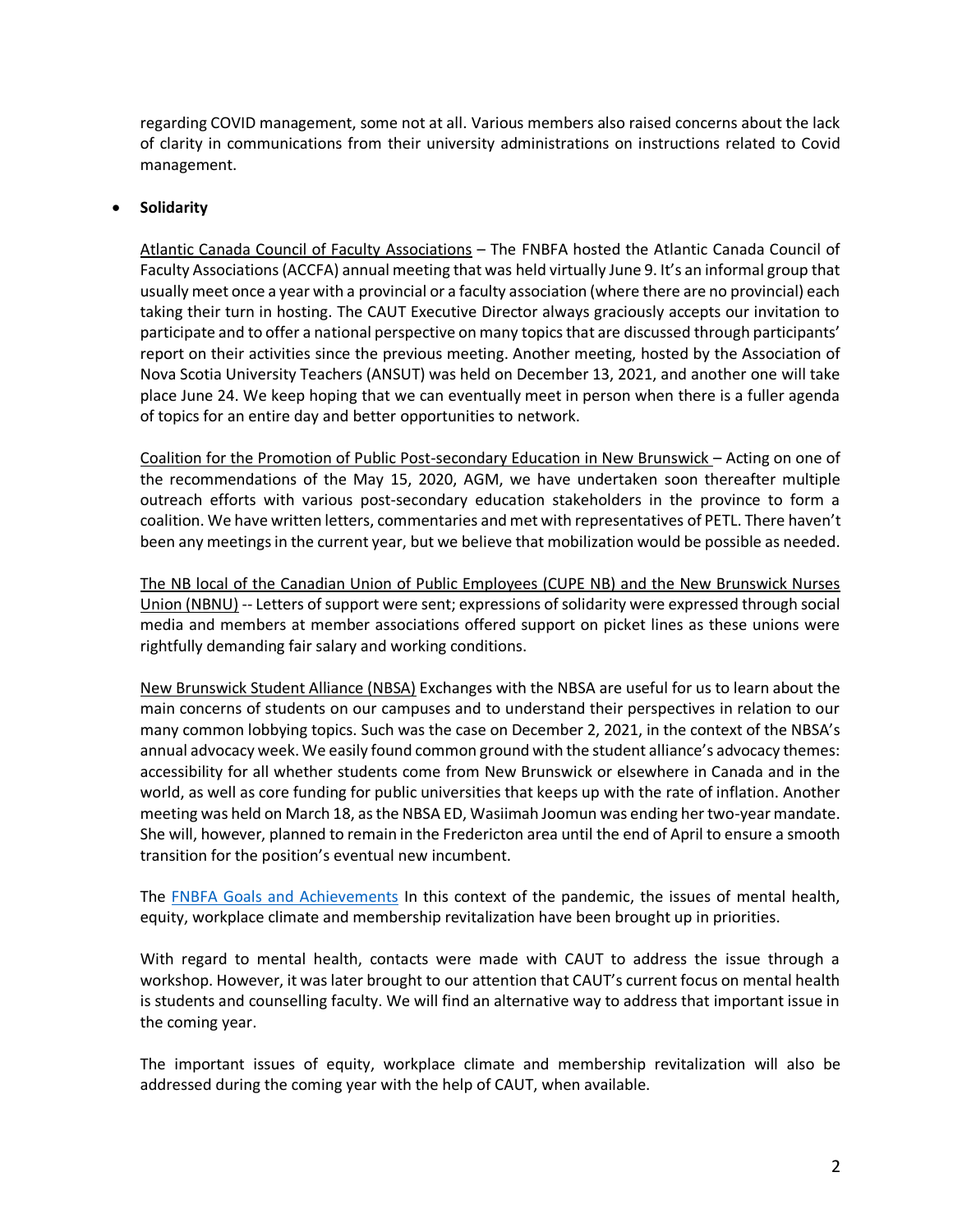regarding COVID management, some not at all. Various members also raised concerns about the lack of clarity in communications from their university administrations on instructions related to Covid management.

- **Solidarity**

Atlantic Canada Council of Faculty Associations – The FNBFA hosted the Atlantic Canada Council of Faculty Associations (ACCFA) annual meeting that was held virtually June 9. It's an informal group that usually meet once a year with a provincial or a faculty association (where there are no provincial) each taking their turn in hosting. The CAUT Executive Director always graciously accepts our invitation to participate and to offer a national perspective on many topics that are discussed through participants' report on their activities since the previous meeting. Another meeting, hosted by the Association of Nova Scotia University Teachers (ANSUT) was held on December 13, 2021, and another one will take place June 24. We keep hoping that we can eventually meet in person when there is a fuller agenda of topics for an entire day and better opportunities to network.

Coalition for the Promotion of Public Post-secondary Education in New Brunswick – Acting on one of the recommendations of the May 15, 2020, AGM, we have undertaken soon thereafter multiple outreach efforts with various post-secondary education stakeholders in the province to form a coalition. We have written letters, commentaries and met with representatives of PETL. There haven't been any meetings in the current year, but we believe that mobilization would be possible as needed.

The NB local of the Canadian Union of Public Employees (CUPE NB) and the New Brunswick Nurses Union (NBNU) -- Letters of support were sent; expressions of solidarity were expressed through social media and members at member associations offered support on picket lines as these unions were rightfully demanding fair salary and working conditions.

New Brunswick Student Alliance (NBSA) Exchanges with the NBSA are useful for us to learn about the main concerns of students on our campuses and to understand their perspectives in relation to our many common lobbying topics. Such was the case on December 2, 2021, in the context of the NBSA's annual advocacy week. We easily found common ground with the student alliance's advocacy themes: accessibility for all whether students come from New Brunswick or elsewhere in Canada and in the world, as well as core funding for public universities that keeps up with the rate of inflation. Another meeting was held on March 18, as the NBSA ED, Wasiimah Joomun was ending her two-year mandate. She will, however, planned to remain in the Fredericton area until the end of April to ensure a smooth transition for the position's eventual new incumbent.

The FNBFA Goals and Achievements In this context of the pandemic, the issues of mental health, equity, workplace climate and membership revitalization have been brought up in priorities.

With regard to mental health, contacts were made with CAUT to address the issue through a workshop. However, it was later brought to our attention that CAUT's current focus on mental health is students and counselling faculty. We will find an alternative way to address that important issue in the coming year.

The important issues of equity, workplace climate and membership revitalization will also be addressed during the coming year with the help of CAUT, when available.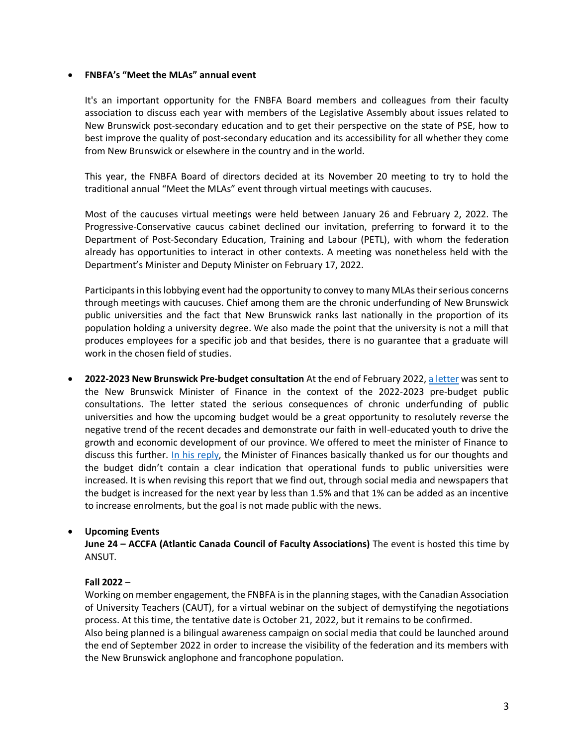- **FNBFA's "Meet the MLAs" annual event**

  It's an important opportunity for the FNBFA Board members and colleagues from their faculty association to discuss each year with members of the Legislative Assembly about issues related to New Brunswick post-secondary education and to get their perspective on the state of PSE, how to best improve the quality of post-secondary education and its accessibility for all whether they come from New Brunswick or elsewhere in the country and in the world.

  This year, the FNBFA Board of directors decided at its November 20 meeting to try to hold the traditional annual "Meet the MLAs" event through virtual meetings with caucuses.

  Most of the caucuses virtual meetings were held between January 26 and February 2, 2022. The Progressive-Conservative caucus cabinet declined our invitation, preferring to forward it to the Department of Post-Secondary Education, Training and Labour (PETL), with whom the federation already has opportunities to interact in other contexts. A meeting was nonetheless held with the Department's Minister and Deputy Minister on February 17, 2022.

  Participants in this lobbying event had the opportunity to convey to many MLAs their serious concerns through meetings with caucuses. Chief among them are the chronic underfunding of New Brunswick public universities and the fact that New Brunswick ranks last nationally in the proportion of its population holding a university degree. We also made the point that the university is not a mill that produces employees for a specific job and that besides, there is no guarantee that a graduate will work in the chosen field of studies.

- **2022-2023 New Brunswick Pre-budget consultation** At the end of February 2022, a letter was sent to the New Brunswick Minister of Finance in the context of the 2022-2023 pre-budget public consultations. The letter stated the serious consequences of chronic underfunding of public universities and how the upcoming budget would be a great opportunity to resolutely reverse the negative trend of the recent decades and demonstrate our faith in well-educated youth to drive the growth and economic development of our province. We offered to meet the minister of Finance to discuss this further. In his reply, the Minister of Finances basically thanked us for our thoughts and the budget didn't contain a clear indication that operational funds to public universities were increased. It is when revising this report that we find out, through social media and newspapers that the budget is increased for the next year by less than 1.5% and that 1% can be added as an incentive to increase enrolments, but the goal is not made public with the news.

- **Upcoming Events**

  **June 24 – ACCFA (Atlantic Canada Council of Faculty Associations)** The event is hosted this time by ANSUT.

  **Fall 2022** –

  Working on member engagement, the FNBFA is in the planning stages, with the Canadian Association of University Teachers (CAUT), for a virtual webinar on the subject of demystifying the negotiations process. At this time, the tentative date is October 21, 2022, but it remains to be confirmed.
  Also being planned is a bilingual awareness campaign on social media that could be launched around the end of September 2022 in order to increase the visibility of the federation and its members with the New Brunswick anglophone and francophone population.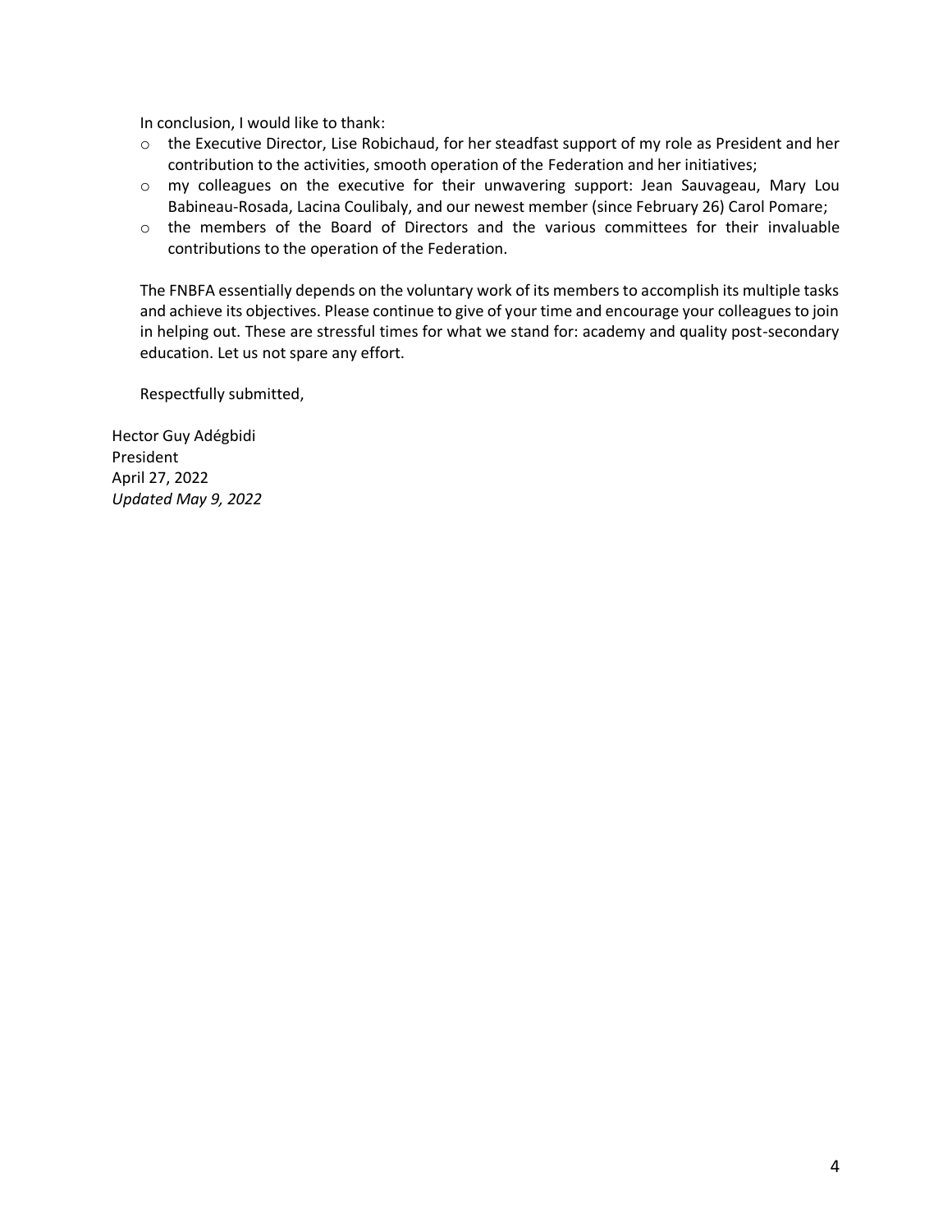In conclusion, I would like to thank:

- the Executive Director, Lise Robichaud, for her steadfast support of my role as President and her contribution to the activities, smooth operation of the Federation and her initiatives;
- my colleagues on the executive for their unwavering support: Jean Sauvageau, Mary Lou Babineau-Rosada, Lacina Coulibaly, and our newest member (since February 26) Carol Pomare;
- the members of the Board of Directors and the various committees for their invaluable contributions to the operation of the Federation.

The FNBFA essentially depends on the voluntary work of its members to accomplish its multiple tasks and achieve its objectives. Please continue to give of your time and encourage your colleagues to join in helping out. These are stressful times for what we stand for: academy and quality post-secondary education. Let us not spare any effort.

Respectfully submitted,

Hector Guy Adégbidi
President
April 27, 2022
*Updated May 9, 2022*